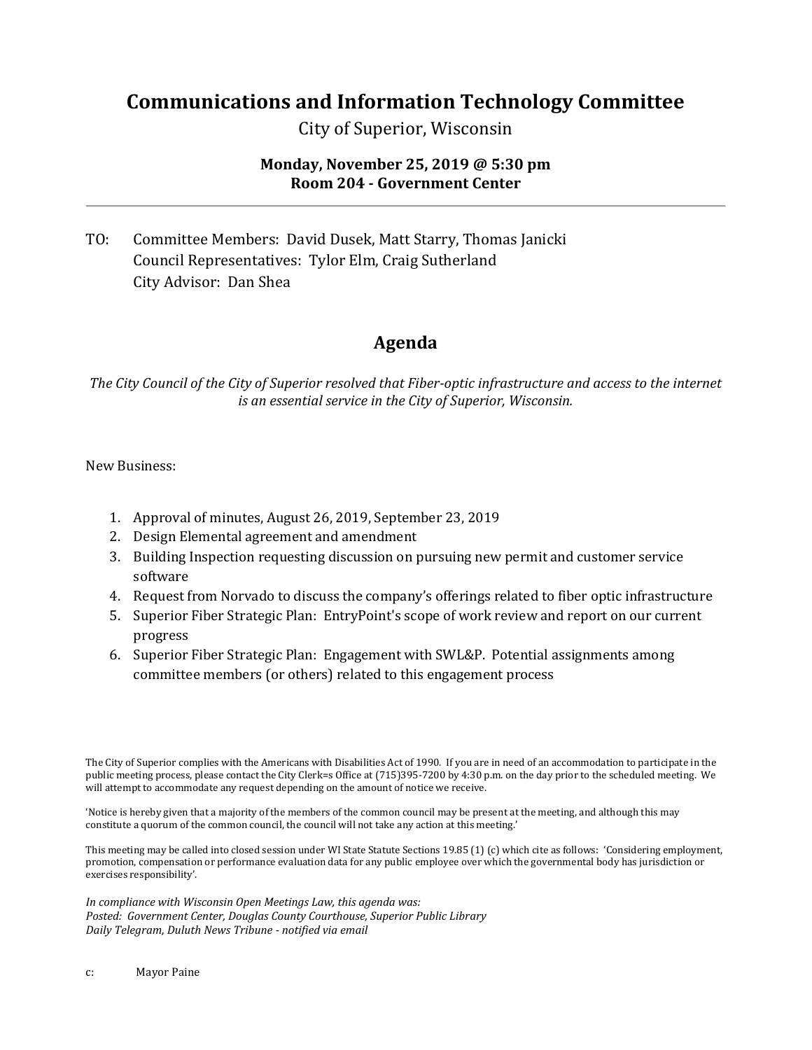# Communications and Information Technology Committee

City of Superior, Wisconsin

**Monday, November 25, 2019 @ 5:30 pm**
**Room 204 - Government Center**

---

TO: Committee Members: David Dusek, Matt Starry, Thomas Janicki
Council Representatives: Tylor Elm, Craig Sutherland
City Advisor: Dan Shea

## Agenda

*The City Council of the City of Superior resolved that Fiber-optic infrastructure and access to the internet is an essential service in the City of Superior, Wisconsin.*

New Business:

1. Approval of minutes, August 26, 2019, September 23, 2019
2. Design Elemental agreement and amendment
3. Building Inspection requesting discussion on pursuing new permit and customer service software
4. Request from Norvado to discuss the company's offerings related to fiber optic infrastructure
5. Superior Fiber Strategic Plan: EntryPoint's scope of work review and report on our current progress
6. Superior Fiber Strategic Plan: Engagement with SWL&P. Potential assignments among committee members (or others) related to this engagement process

The City of Superior complies with the Americans with Disabilities Act of 1990. If you are in need of an accommodation to participate in the public meeting process, please contact the City Clerk=s Office at (715)395-7200 by 4:30 p.m. on the day prior to the scheduled meeting. We will attempt to accommodate any request depending on the amount of notice we receive.

'Notice is hereby given that a majority of the members of the common council may be present at the meeting, and although this may constitute a quorum of the common council, the council will not take any action at this meeting.'

This meeting may be called into closed session under WI State Statute Sections 19.85 (1) (c) which cite as follows: 'Considering employment, promotion, compensation or performance evaluation data for any public employee over which the governmental body has jurisdiction or exercises responsibility'.

*In compliance with Wisconsin Open Meetings Law, this agenda was:*
*Posted: Government Center, Douglas County Courthouse, Superior Public Library*
*Daily Telegram, Duluth News Tribune - notified via email*

c: Mayor Paine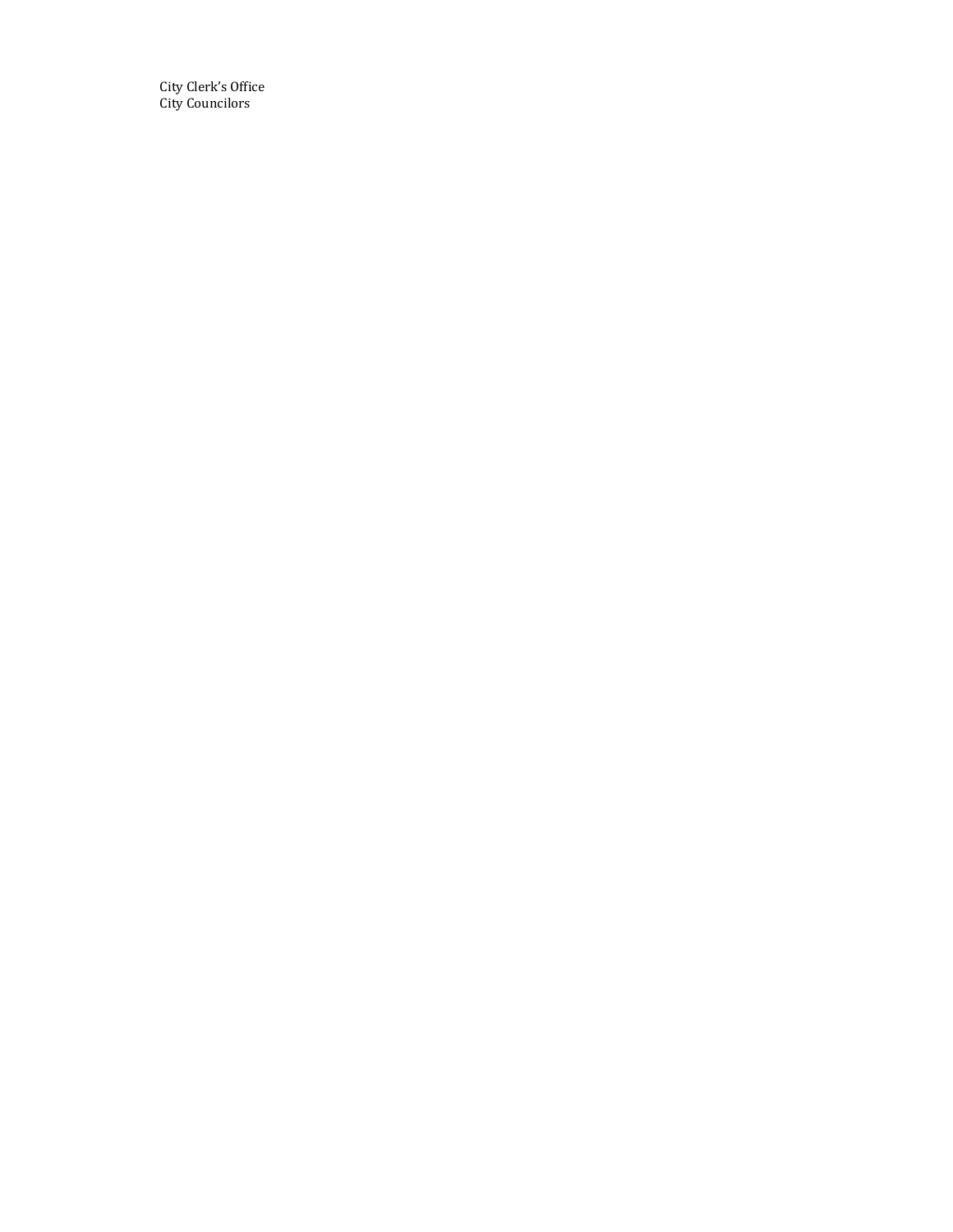City Clerk's Office
City Councilors